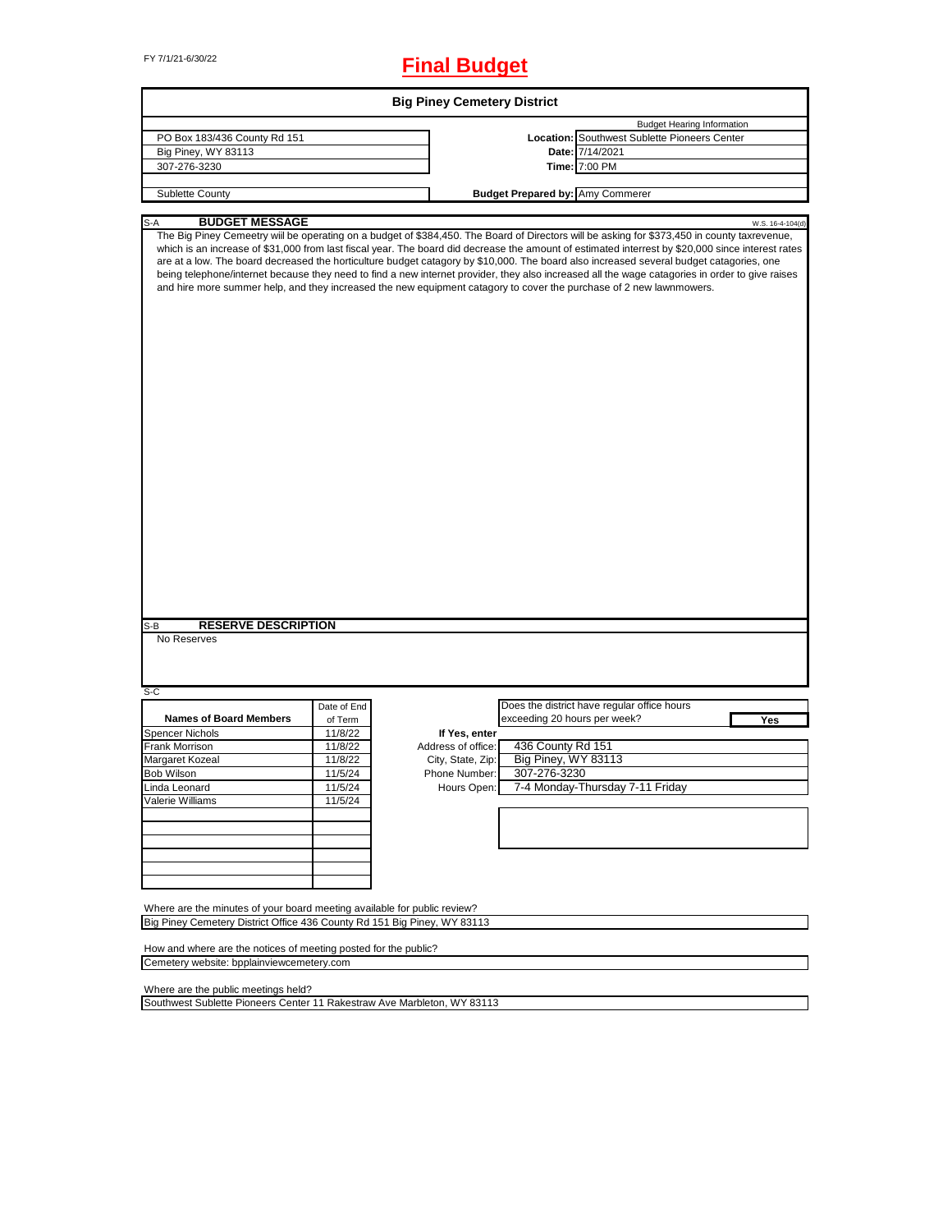FY 7/1/21-6/30/22

# Final Budget

## Big Piney Cemetery District

| | Budget Hearing Information |
|---|---|
| PO Box 183/436 County Rd 151 | **Location:** Southwest Sublette Pioneers Center |
| Big Piney, WY 83113 | **Date:** 7/14/2021 |
| 307-276-3230 | **Time:** 7:00 PM |
| Sublette County | **Budget Prepared by:** Amy Commerer |

### S-A BUDGET MESSAGE

W.S. 16-4-104(d)

The Big Piney Cemeetry will be operating on a budget of $384,450. The Board of Directors will be asking for $373,450 in county taxrevenue, which is an increase of $31,000 from last fiscal year. The board did decrease the amount of estimated interrest by $20,000 since interest rates are at a low. The board decreased the horticulture budget catagory by $10,000. The board also increased several budget catagories, one being telephone/internet because they need to find a new internet provider, they also increased all the wage catagories in order to give raises and hire more summer help, and they increased the new equipment catagory to cover the purchase of 2 new lawnmowers.

### S-B RESERVE DESCRIPTION

No Reserves

### S-C

| Names of Board Members | Date of End of Term |
|---|---|
| Spencer Nichols | 11/8/22 |
| Frank Morrison | 11/8/22 |
| Margaret Kozeal | 11/8/22 |
| Bob Wilson | 11/5/24 |
| Linda Leonard | 11/5/24 |
| Valerie Williams | 11/5/24 |

Does the district have regular office hours exceeding 20 hours per week? **Yes**

**If Yes, enter**

| | |
|---|---|
| Address of office: | 436 County Rd 151 |
| City, State, Zip: | Big Piney, WY 83113 |
| Phone Number: | 307-276-3230 |
| Hours Open: | 7-4 Monday-Thursday 7-11 Friday |

Where are the minutes of your board meeting available for public review?

Big Piney Cemetery District Office 436 County Rd 151 Big Piney, WY 83113

How and where are the notices of meeting posted for the public?

Cemetery website: bpplainviewcemetery.com

Where are the public meetings held?

Southwest Sublette Pioneers Center 11 Rakestraw Ave Marbleton, WY 83113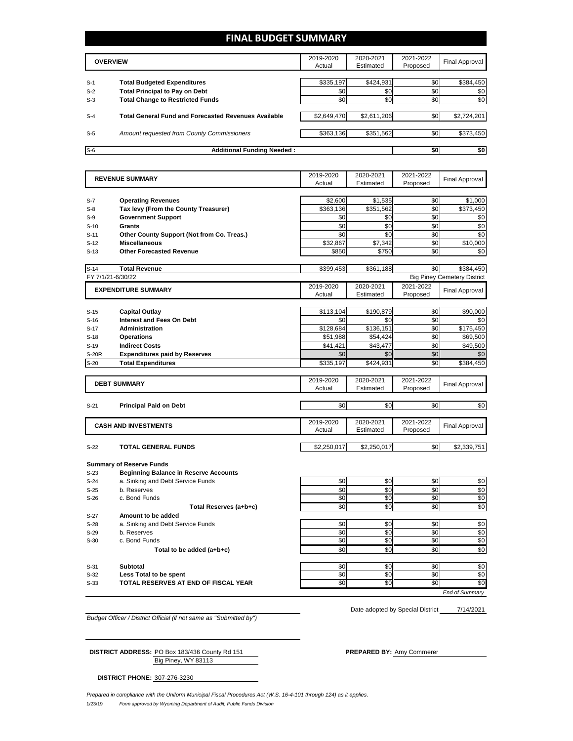# FINAL BUDGET SUMMARY

| | OVERVIEW | 2019-2020 Actual | 2020-2021 Estimated | 2021-2022 Proposed | Final Approval |
|---|---|---|---|---|---|
| S-1 | **Total Budgeted Expenditures** | $335,197 | $424,931 | $0 | $384,450 |
| S-2 | **Total Principal to Pay on Debt** | $0 | $0 | $0 | $0 |
| S-3 | **Total Change to Restricted Funds** | $0 | $0 | $0 | $0 |
| S-4 | **Total General Fund and Forecasted Revenues Available** | $2,649,470 | $2,611,206 | $0 | $2,724,201 |
| S-5 | *Amount requested from County Commissioners* | $363,136 | $351,562 | $0 | $373,450 |
| S-6 | **Additional Funding Needed :** | | | $0 | $0 |

| | REVENUE SUMMARY | 2019-2020 Actual | 2020-2021 Estimated | 2021-2022 Proposed | Final Approval |
|---|---|---|---|---|---|
| S-7 | **Operating Revenues** | $2,600 | $1,535 | $0 | $1,000 |
| S-8 | **Tax levy (From the County Treasurer)** | $363,136 | $351,562 | $0 | $373,450 |
| S-9 | **Government Support** | $0 | $0 | $0 | $0 |
| S-10 | **Grants** | $0 | $0 | $0 | $0 |
| S-11 | **Other County Support (Not from Co. Treas.)** | $0 | $0 | $0 | $0 |
| S-12 | **Miscellaneous** | $32,867 | $7,342 | $0 | $10,000 |
| S-13 | **Other Forecasted Revenue** | $850 | $750 | $0 | $0 |
| S-14 | **Total Revenue** | $399,453 | $361,188 | $0 | $384,450 |

FY 7/1/21-6/30/22 — Big Piney Cemetery District

| | EXPENDITURE SUMMARY | 2019-2020 Actual | 2020-2021 Estimated | 2021-2022 Proposed | Final Approval |
|---|---|---|---|---|---|
| S-15 | **Capital Outlay** | $113,104 | $190,879 | $0 | $90,000 |
| S-16 | **Interest and Fees On Debt** | $0 | $0 | $0 | $0 |
| S-17 | **Administration** | $128,684 | $136,151 | $0 | $175,450 |
| S-18 | **Operations** | $51,988 | $54,424 | $0 | $69,500 |
| S-19 | **Indirect Costs** | $41,421 | $43,477 | $0 | $49,500 |
| S-20R | **Expenditures paid by Reserves** | $0 | $0 | $0 | $0 |
| S-20 | **Total Expenditures** | $335,197 | $424,931 | $0 | $384,450 |

| | DEBT SUMMARY | 2019-2020 Actual | 2020-2021 Estimated | 2021-2022 Proposed | Final Approval |
|---|---|---|---|---|---|
| S-21 | **Principal Paid on Debt** | $0 | $0 | $0 | $0 |

| | CASH AND INVESTMENTS | 2019-2020 Actual | 2020-2021 Estimated | 2021-2022 Proposed | Final Approval |
|---|---|---|---|---|---|
| S-22 | **TOTAL GENERAL FUNDS** | $2,250,017 | $2,250,017 | $0 | $2,339,751 |

**Summary of Reserve Funds**

| | | 2019-2020 Actual | 2020-2021 Estimated | 2021-2022 Proposed | Final Approval |
|---|---|---|---|---|---|
| S-23 | **Beginning Balance in Reserve Accounts** | | | | |
| S-24 | a. Sinking and Debt Service Funds | $0 | $0 | $0 | $0 |
| S-25 | b. Reserves | $0 | $0 | $0 | $0 |
| S-26 | c. Bond Funds | $0 | $0 | $0 | $0 |
| | **Total Reserves (a+b+c)** | $0 | $0 | $0 | $0 |
| S-27 | **Amount to be added** | | | | |
| S-28 | a. Sinking and Debt Service Funds | $0 | $0 | $0 | $0 |
| S-29 | b. Reserves | $0 | $0 | $0 | $0 |
| S-30 | c. Bond Funds | $0 | $0 | $0 | $0 |
| | **Total to be added (a+b+c)** | $0 | $0 | $0 | $0 |
| S-31 | **Subtotal** | $0 | $0 | $0 | $0 |
| S-32 | **Less Total to be spent** | $0 | $0 | $0 | $0 |
| S-33 | **TOTAL RESERVES AT END OF FISCAL YEAR** | $0 | $0 | $0 | $0 |

*End of Summary*

Date adopted by Special District 7/14/2021

*Budget Officer / District Official (if not same as "Submitted by")*

**DISTRICT ADDRESS:** PO Box 183/436 County Rd 151
Big Piney, WY 83113

**PREPARED BY:** Amy Commerer

**DISTRICT PHONE:** 307-276-3230

*Prepared in compliance with the Uniform Municipal Fiscal Procedures Act (W.S. 16-4-101 through 124) as it applies.*

1/23/19 *Form approved by Wyoming Department of Audit, Public Funds Division*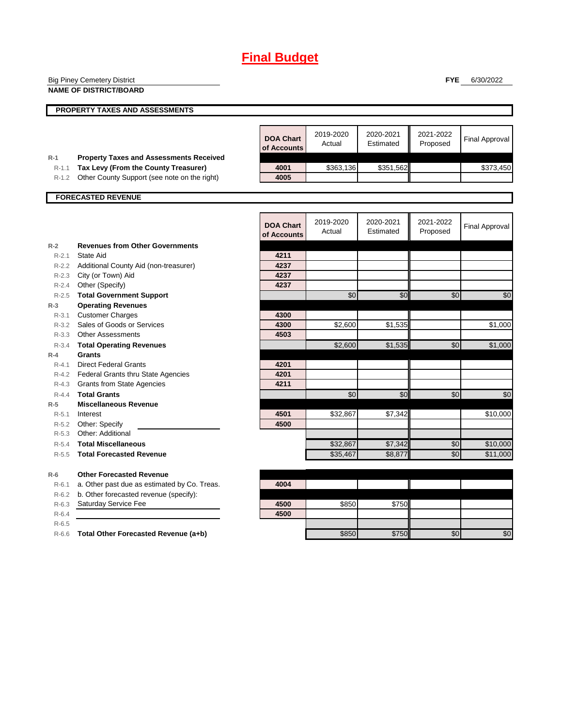# Final Budget

Big Piney Cemetery District
**NAME OF DISTRICT/BOARD**

**FYE** 6/30/2022

## PROPERTY TAXES AND ASSESSMENTS

| | | DOA Chart of Accounts | 2019-2020 Actual | 2020-2021 Estimated | 2021-2022 Proposed | Final Approval |
|---|---|---|---|---|---|---|
| R-1 | **Property Taxes and Assessments Received** | | | | | |
| R-1.1 | **Tax Levy (From the County Treasurer)** | 4001 | $363,136 | $351,562 | | $373,450 |
| R-1.2 | Other County Support (see note on the right) | 4005 | | | | |

## FORECASTED REVENUE

| | | DOA Chart of Accounts | 2019-2020 Actual | 2020-2021 Estimated | 2021-2022 Proposed | Final Approval |
|---|---|---|---|---|---|---|
| R-2 | **Revenues from Other Governments** | | | | | |
| R-2.1 | State Aid | 4211 | | | | |
| R-2.2 | Additional County Aid (non-treasurer) | 4237 | | | | |
| R-2.3 | City (or Town) Aid | 4237 | | | | |
| R-2.4 | Other (Specify) | 4237 | | | | |
| R-2.5 | **Total Government Support** | | $0 | $0 | $0 | $0 |
| R-3 | **Operating Revenues** | | | | | |
| R-3.1 | Customer Charges | 4300 | | | | |
| R-3.2 | Sales of Goods or Services | 4300 | $2,600 | $1,535 | | $1,000 |
| R-3.3 | Other Assessments | 4503 | | | | |
| R-3.4 | **Total Operating Revenues** | | $2,600 | $1,535 | $0 | $1,000 |
| R-4 | **Grants** | | | | | |
| R-4.1 | Direct Federal Grants | 4201 | | | | |
| R-4.2 | Federal Grants thru State Agencies | 4201 | | | | |
| R-4.3 | Grants from State Agencies | 4211 | | | | |
| R-4.4 | **Total Grants** | | $0 | $0 | $0 | $0 |
| R-5 | **Miscellaneous Revenue** | | | | | |
| R-5.1 | Interest | 4501 | $32,867 | $7,342 | | $10,000 |
| R-5.2 | Other: Specify | 4500 | | | | |
| R-5.3 | Other: Additional | | | | | |
| R-5.4 | **Total Miscellaneous** | | $32,867 | $7,342 | $0 | $10,000 |
| R-5.5 | **Total Forecasted Revenue** | | $35,467 | $8,877 | $0 | $11,000 |
| R-6 | **Other Forecasted Revenue** | | | | | |
| R-6.1 | a. Other past due as estimated by Co. Treas. | 4004 | | | | |
| R-6.2 | b. Other forecasted revenue (specify): | | | | | |
| R-6.3 | Saturday Service Fee | 4500 | $850 | $750 | | |
| R-6.4 | | 4500 | | | | |
| R-6.5 | | | | | | |
| R-6.6 | **Total Other Forecasted Revenue (a+b)** | | $850 | $750 | $0 | $0 |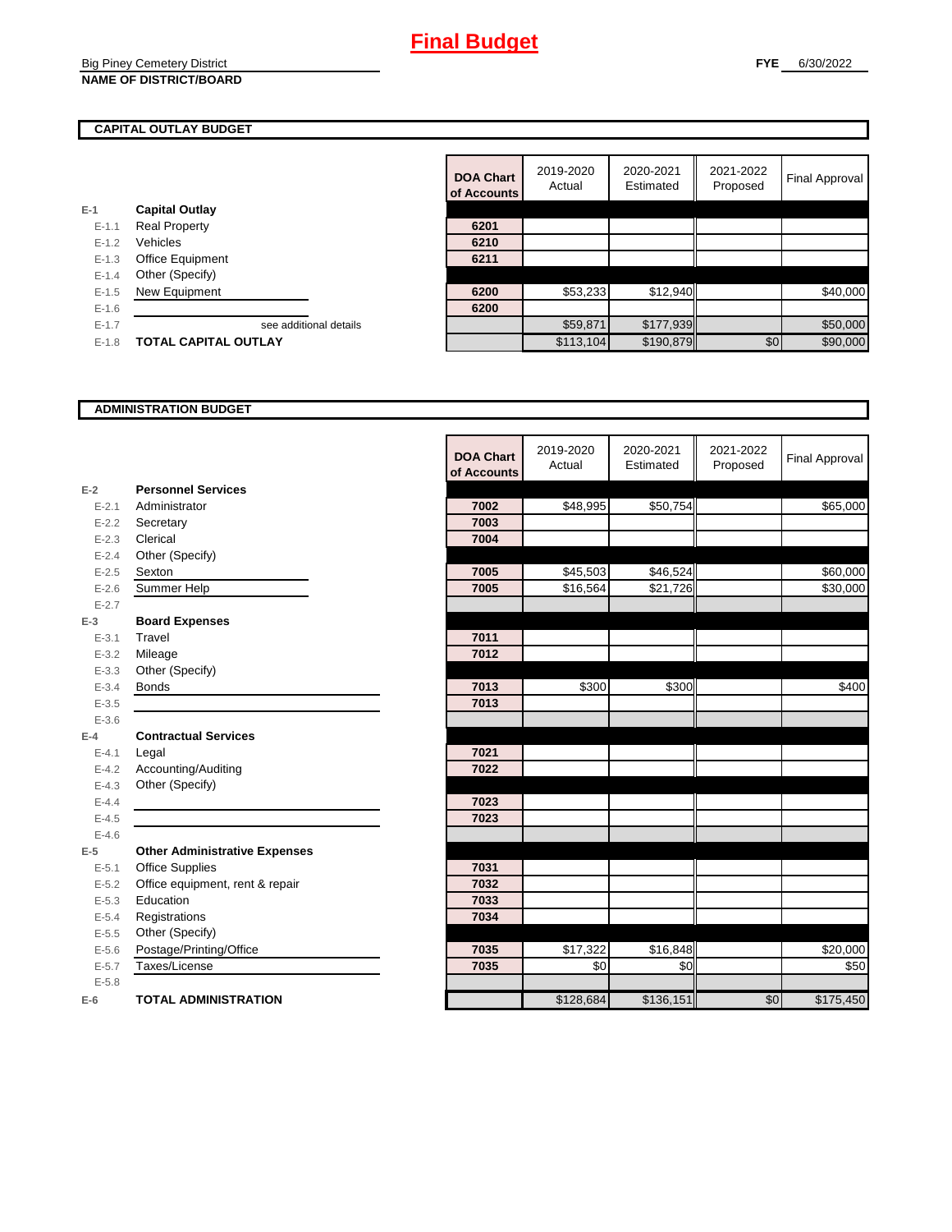# Final Budget

Big Piney Cemetery District
**NAME OF DISTRICT/BOARD**

**FYE** 6/30/2022

## CAPITAL OUTLAY BUDGET

| | | DOA Chart of Accounts | 2019-2020 Actual | 2020-2021 Estimated | 2021-2022 Proposed | Final Approval |
|---|---|---|---|---|---|---|
| **E-1** | **Capital Outlay** | | | | | |
| E-1.1 | Real Property | 6201 | | | | |
| E-1.2 | Vehicles | 6210 | | | | |
| E-1.3 | Office Equipment | 6211 | | | | |
| E-1.4 | Other (Specify) | | | | | |
| E-1.5 | New Equipment | 6200 | $53,233 | $12,940 | | $40,000 |
| E-1.6 | | 6200 | | | | |
| E-1.7 | see additional details | | $59,871 | $177,939 | | $50,000 |
| E-1.8 | **TOTAL CAPITAL OUTLAY** | | $113,104 | $190,879 | $0 | $90,000 |

## ADMINISTRATION BUDGET

| | | DOA Chart of Accounts | 2019-2020 Actual | 2020-2021 Estimated | 2021-2022 Proposed | Final Approval |
|---|---|---|---|---|---|---|
| **E-2** | **Personnel Services** | | | | | |
| E-2.1 | Administrator | 7002 | $48,995 | $50,754 | | $65,000 |
| E-2.2 | Secretary | 7003 | | | | |
| E-2.3 | Clerical | 7004 | | | | |
| E-2.4 | Other (Specify) | | | | | |
| E-2.5 | Sexton | 7005 | $45,503 | $46,524 | | $60,000 |
| E-2.6 | Summer Help | 7005 | $16,564 | $21,726 | | $30,000 |
| E-2.7 | | | | | | |
| **E-3** | **Board Expenses** | | | | | |
| E-3.1 | Travel | 7011 | | | | |
| E-3.2 | Mileage | 7012 | | | | |
| E-3.3 | Other (Specify) | | | | | |
| E-3.4 | Bonds | 7013 | $300 | $300 | | $400 |
| E-3.5 | | 7013 | | | | |
| E-3.6 | | | | | | |
| **E-4** | **Contractual Services** | | | | | |
| E-4.1 | Legal | 7021 | | | | |
| E-4.2 | Accounting/Auditing | 7022 | | | | |
| E-4.3 | Other (Specify) | | | | | |
| E-4.4 | | 7023 | | | | |
| E-4.5 | | 7023 | | | | |
| E-4.6 | | | | | | |
| **E-5** | **Other Administrative Expenses** | | | | | |
| E-5.1 | Office Supplies | 7031 | | | | |
| E-5.2 | Office equipment, rent & repair | 7032 | | | | |
| E-5.3 | Education | 7033 | | | | |
| E-5.4 | Registrations | 7034 | | | | |
| E-5.5 | Other (Specify) | | | | | |
| E-5.6 | Postage/Printing/Office | 7035 | $17,322 | $16,848 | | $20,000 |
| E-5.7 | Taxes/License | 7035 | $0 | $0 | | $50 |
| E-5.8 | | | | | | |
| **E-6** | **TOTAL ADMINISTRATION** | | $128,684 | $136,151 | $0 | $175,450 |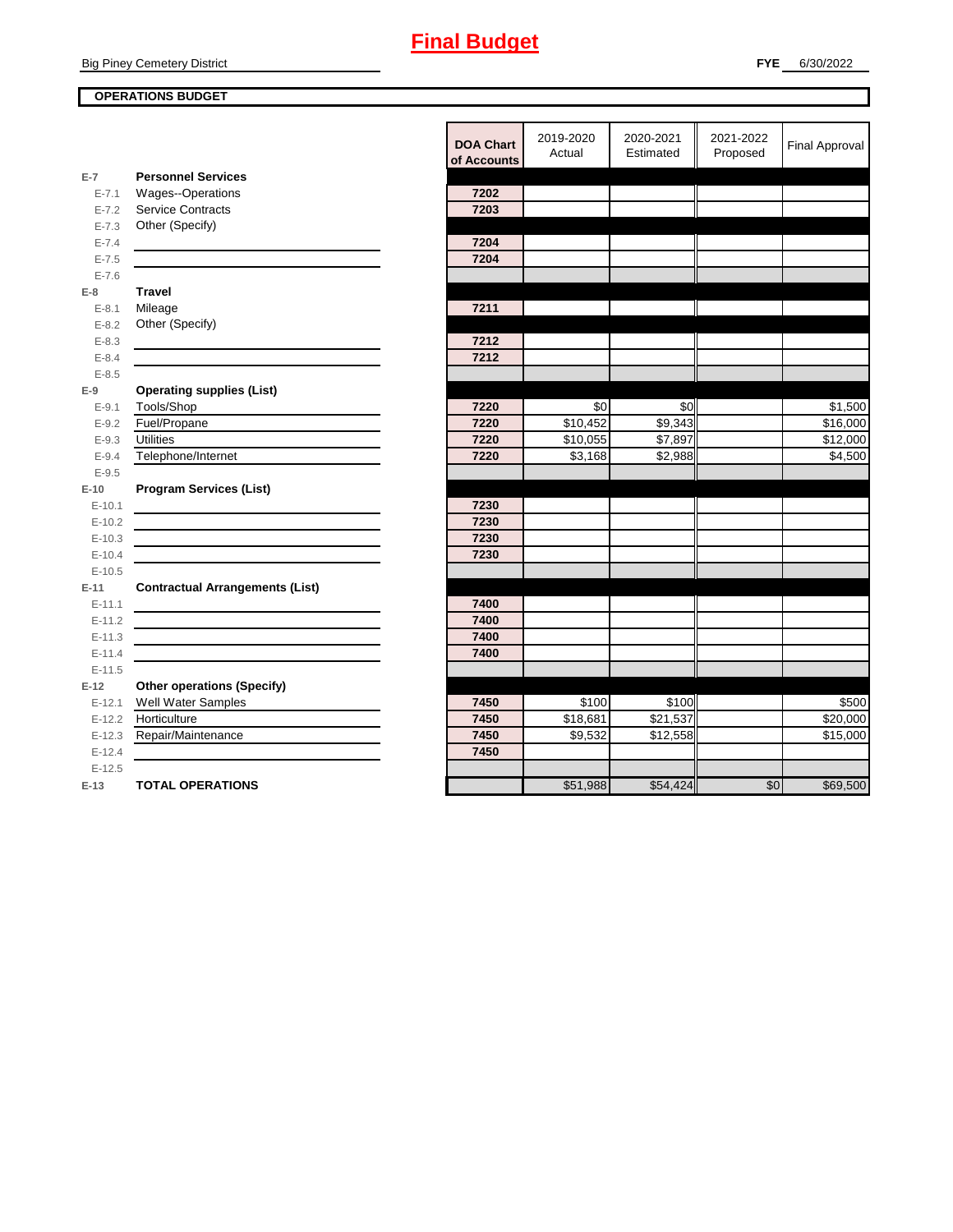# Final Budget

Big Piney Cemetery District

**FYE** 6/30/2022

**OPERATIONS BUDGET**

| | | DOA Chart of Accounts | 2019-2020 Actual | 2020-2021 Estimated | 2021-2022 Proposed | Final Approval |
|---|---|---|---|---|---|---|
| **E-7** | **Personnel Services** | | | | | |
| E-7.1 | Wages--Operations | 7202 | | | | |
| E-7.2 | Service Contracts | 7203 | | | | |
| E-7.3 | Other (Specify) | | | | | |
| E-7.4 | | 7204 | | | | |
| E-7.5 | | 7204 | | | | |
| E-7.6 | | | | | | |
| **E-8** | **Travel** | | | | | |
| E-8.1 | Mileage | 7211 | | | | |
| E-8.2 | Other (Specify) | | | | | |
| E-8.3 | | 7212 | | | | |
| E-8.4 | | 7212 | | | | |
| E-8.5 | | | | | | |
| **E-9** | **Operating supplies (List)** | | | | | |
| E-9.1 | Tools/Shop | 7220 | $0 | $0 | | $1,500 |
| E-9.2 | Fuel/Propane | 7220 | $10,452 | $9,343 | | $16,000 |
| E-9.3 | Utilities | 7220 | $10,055 | $7,897 | | $12,000 |
| E-9.4 | Telephone/Internet | 7220 | $3,168 | $2,988 | | $4,500 |
| E-9.5 | | | | | | |
| **E-10** | **Program Services (List)** | | | | | |
| E-10.1 | | 7230 | | | | |
| E-10.2 | | 7230 | | | | |
| E-10.3 | | 7230 | | | | |
| E-10.4 | | 7230 | | | | |
| E-10.5 | | | | | | |
| **E-11** | **Contractual Arrangements (List)** | | | | | |
| E-11.1 | | 7400 | | | | |
| E-11.2 | | 7400 | | | | |
| E-11.3 | | 7400 | | | | |
| E-11.4 | | 7400 | | | | |
| E-11.5 | | | | | | |
| **E-12** | **Other operations (Specify)** | | | | | |
| E-12.1 | Well Water Samples | 7450 | $100 | $100 | | $500 |
| E-12.2 | Horticulture | 7450 | $18,681 | $21,537 | | $20,000 |
| E-12.3 | Repair/Maintenance | 7450 | $9,532 | $12,558 | | $15,000 |
| E-12.4 | | 7450 | | | | |
| E-12.5 | | | | | | |
| **E-13** | **TOTAL OPERATIONS** | | $51,988 | $54,424 | $0 | $69,500 |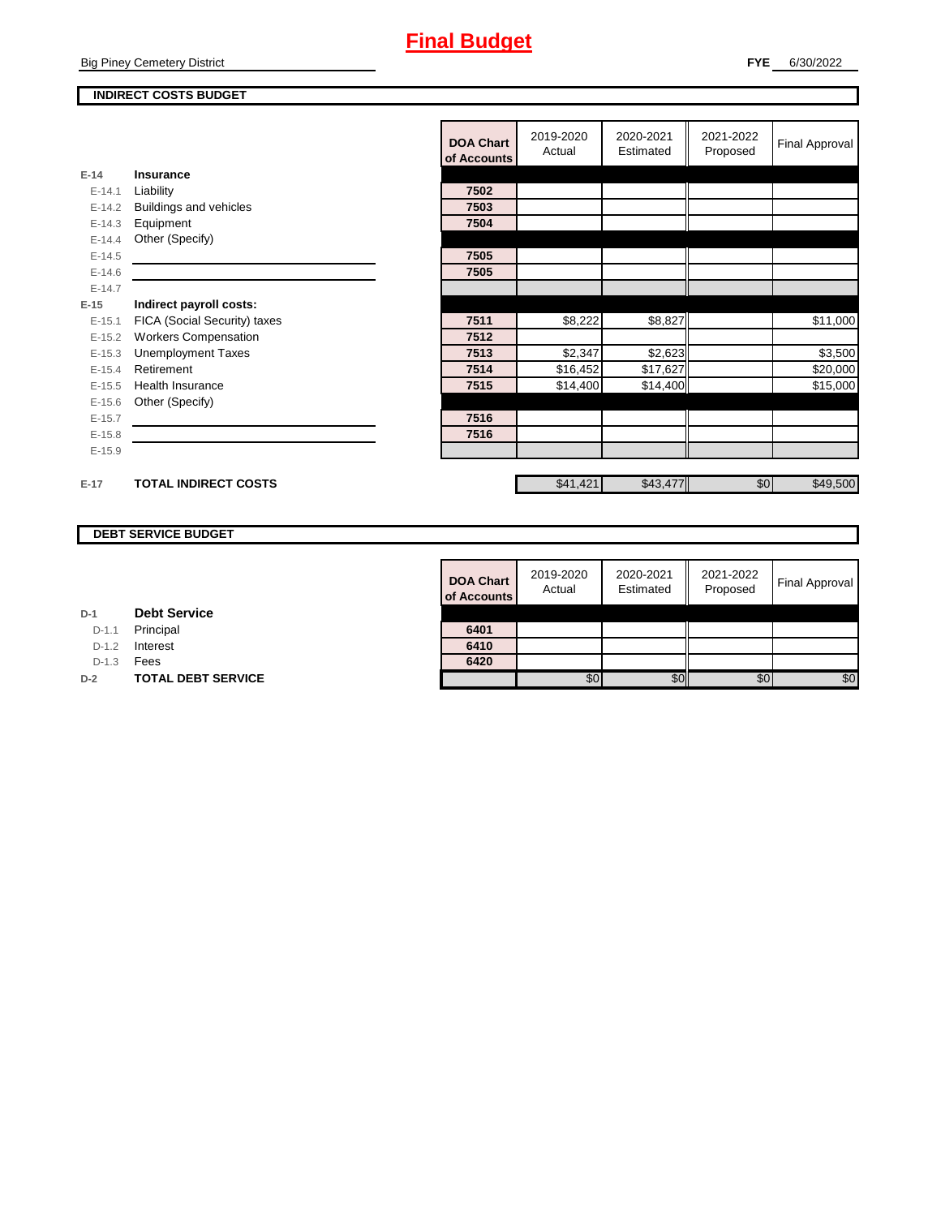# Final Budget

Big Piney Cemetery District

**FYE** 6/30/2022

**INDIRECT COSTS BUDGET**

| | | DOA Chart of Accounts | 2019-2020 Actual | 2020-2021 Estimated | 2021-2022 Proposed | Final Approval |
|---|---|---|---|---|---|---|
| E-14 | **Insurance** | | | | | |
| E-14.1 | Liability | 7502 | | | | |
| E-14.2 | Buildings and vehicles | 7503 | | | | |
| E-14.3 | Equipment | 7504 | | | | |
| E-14.4 | Other (Specify) | | | | | |
| E-14.5 | | 7505 | | | | |
| E-14.6 | | 7505 | | | | |
| E-14.7 | | | | | | |
| E-15 | **Indirect payroll costs:** | | | | | |
| E-15.1 | FICA (Social Security) taxes | 7511 | $8,222 | $8,827 | | $11,000 |
| E-15.2 | Workers Compensation | 7512 | | | | |
| E-15.3 | Unemployment Taxes | 7513 | $2,347 | $2,623 | | $3,500 |
| E-15.4 | Retirement | 7514 | $16,452 | $17,627 | | $20,000 |
| E-15.5 | Health Insurance | 7515 | $14,400 | $14,400 | | $15,000 |
| E-15.6 | Other (Specify) | | | | | |
| E-15.7 | | 7516 | | | | |
| E-15.8 | | 7516 | | | | |
| E-15.9 | | | | | | |
| E-17 | **TOTAL INDIRECT COSTS** | | $41,421 | $43,477 | $0 | $49,500 |

**DEBT SERVICE BUDGET**

| | | DOA Chart of Accounts | 2019-2020 Actual | 2020-2021 Estimated | 2021-2022 Proposed | Final Approval |
|---|---|---|---|---|---|---|
| D-1 | **Debt Service** | | | | | |
| D-1.1 | Principal | 6401 | | | | |
| D-1.2 | Interest | 6410 | | | | |
| D-1.3 | Fees | 6420 | | | | |
| D-2 | **TOTAL DEBT SERVICE** | | $0 | $0 | $0 | $0 |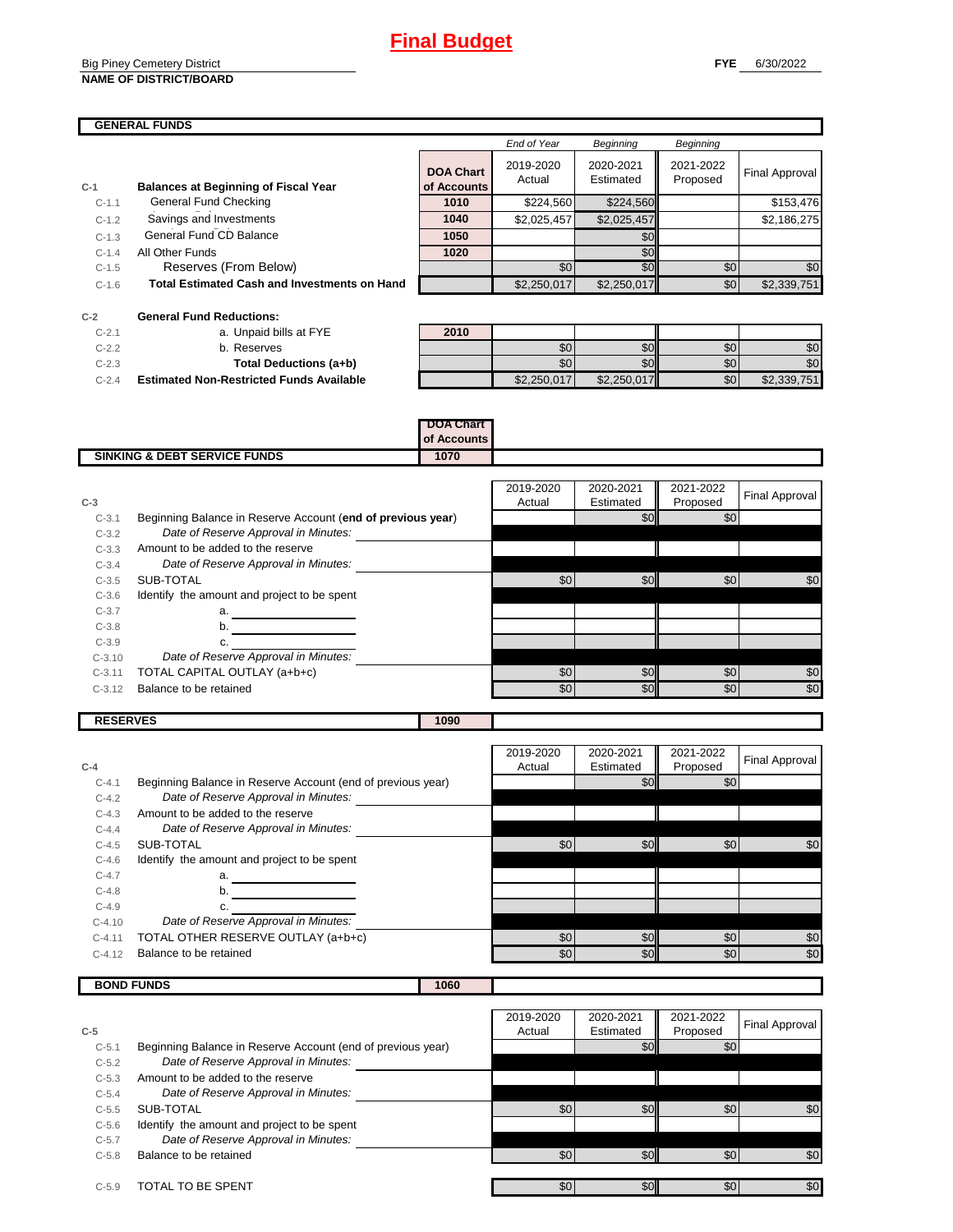# Final Budget

Big Piney Cemetery District
**NAME OF DISTRICT/BOARD**

**FYE** 6/30/2022

**GENERAL FUNDS**

| | | DOA Chart of Accounts | End of Year 2019-2020 Actual | Beginning 2020-2021 Estimated | Beginning 2021-2022 Proposed | Final Approval |
|---|---|---|---|---|---|---|
| C-1 | **Balances at Beginning of Fiscal Year** | | | | | |
| C-1.1 | General Fund Checking | 1010 | $224,560 | $224,560 | | $153,476 |
| C-1.2 | Savings and Investments | 1040 | $2,025,457 | $2,025,457 | | $2,186,275 |
| C-1.3 | General Fund CD Balance | 1050 | | $0 | | |
| C-1.4 | All Other Funds | 1020 | | $0 | | |
| C-1.5 | Reserves (From Below) | | $0 | $0 | $0 | $0 |
| C-1.6 | **Total Estimated Cash and Investments on Hand** | | $2,250,017 | $2,250,017 | $0 | $2,339,751 |
| C-2 | **General Fund Reductions:** | | | | | |
| C-2.1 | a. Unpaid bills at FYE | 2010 | | | | |
| C-2.2 | b. Reserves | | $0 | $0 | $0 | $0 |
| C-2.3 | **Total Deductions (a+b)** | | $0 | $0 | $0 | $0 |
| C-2.4 | **Estimated Non-Restricted Funds Available** | | $2,250,017 | $2,250,017 | $0 | $2,339,751 |

**SINKING & DEBT SERVICE FUNDS** — DOA Chart of Accounts 1070

| C-3 | | 2019-2020 Actual | 2020-2021 Estimated | 2021-2022 Proposed | Final Approval |
|---|---|---|---|---|---|
| C-3.1 | Beginning Balance in Reserve Account (**end of previous year**) | | $0 | $0 | |
| C-3.2 | *Date of Reserve Approval in Minutes:* | | | | |
| C-3.3 | Amount to be added to the reserve | | | | |
| C-3.4 | *Date of Reserve Approval in Minutes:* | | | | |
| C-3.5 | SUB-TOTAL | $0 | $0 | $0 | $0 |
| C-3.6 | Identify the amount and project to be spent | | | | |
| C-3.7 | a. | | | | |
| C-3.8 | b. | | | | |
| C-3.9 | c. | | | | |
| C-3.10 | *Date of Reserve Approval in Minutes:* | | | | |
| C-3.11 | TOTAL CAPITAL OUTLAY (a+b+c) | $0 | $0 | $0 | $0 |
| C-3.12 | Balance to be retained | $0 | $0 | $0 | $0 |

**RESERVES** — 1090

| C-4 | | 2019-2020 Actual | 2020-2021 Estimated | 2021-2022 Proposed | Final Approval |
|---|---|---|---|---|---|
| C-4.1 | Beginning Balance in Reserve Account (end of previous year) | | $0 | $0 | |
| C-4.2 | *Date of Reserve Approval in Minutes:* | | | | |
| C-4.3 | Amount to be added to the reserve | | | | |
| C-4.4 | *Date of Reserve Approval in Minutes:* | | | | |
| C-4.5 | SUB-TOTAL | $0 | $0 | $0 | $0 |
| C-4.6 | Identify the amount and project to be spent | | | | |
| C-4.7 | a. | | | | |
| C-4.8 | b. | | | | |
| C-4.9 | c. | | | | |
| C-4.10 | *Date of Reserve Approval in Minutes:* | | | | |
| C-4.11 | TOTAL OTHER RESERVE OUTLAY (a+b+c) | $0 | $0 | $0 | $0 |
| C-4.12 | Balance to be retained | $0 | $0 | $0 | $0 |

**BOND FUNDS** — 1060

| C-5 | | 2019-2020 Actual | 2020-2021 Estimated | 2021-2022 Proposed | Final Approval |
|---|---|---|---|---|---|
| C-5.1 | Beginning Balance in Reserve Account (end of previous year) | | $0 | $0 | |
| C-5.2 | *Date of Reserve Approval in Minutes:* | | | | |
| C-5.3 | Amount to be added to the reserve | | | | |
| C-5.4 | *Date of Reserve Approval in Minutes:* | | | | |
| C-5.5 | SUB-TOTAL | $0 | $0 | $0 | $0 |
| C-5.6 | Identify the amount and project to be spent | | | | |
| C-5.7 | *Date of Reserve Approval in Minutes:* | | | | |
| C-5.8 | Balance to be retained | $0 | $0 | $0 | $0 |
| C-5.9 | TOTAL TO BE SPENT | $0 | $0 | $0 | $0 |